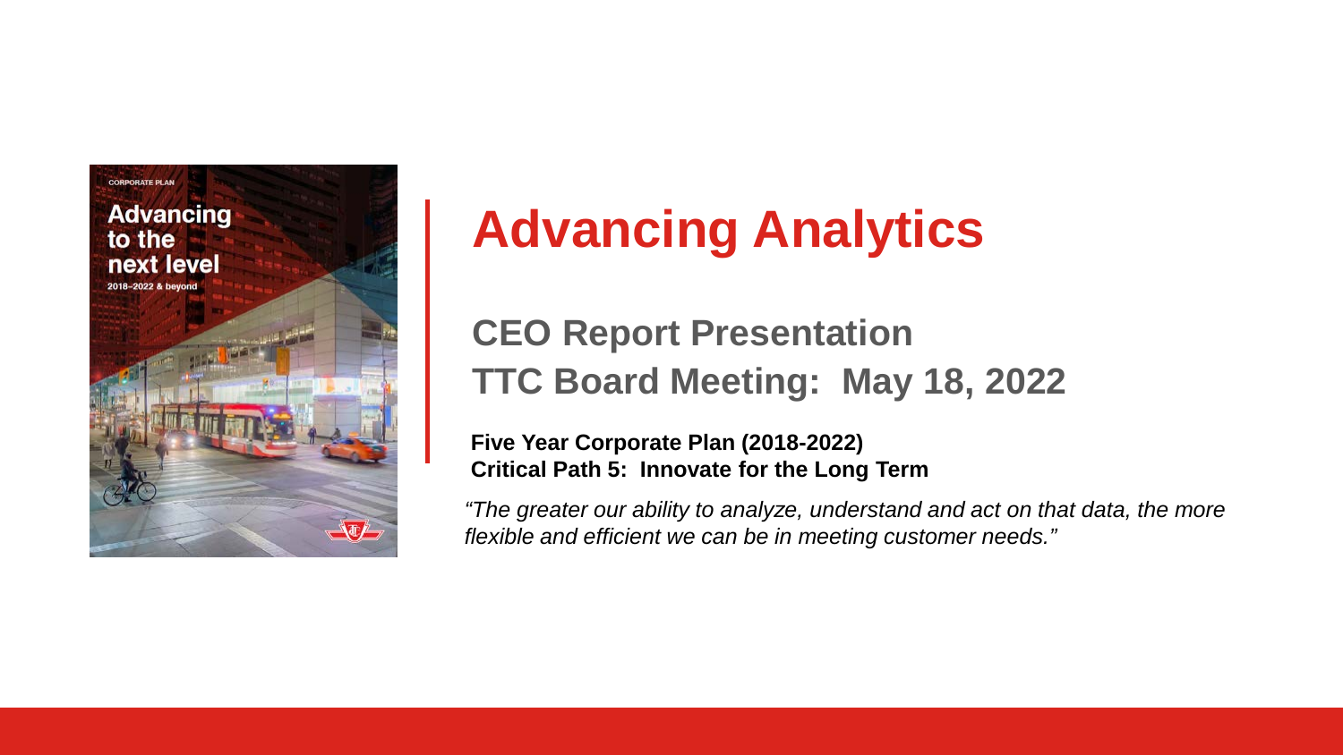# Advancing Analytics

## CEO Report Presentation

## TTC Board Meeting: May 18, 2022

**Five Year Corporate Plan (2018-2022)**
**Critical Path 5: Innovate for the Long Term**

*"The greater our ability to analyze, understand and act on that data, the more flexible and efficient we can be in meeting customer needs."*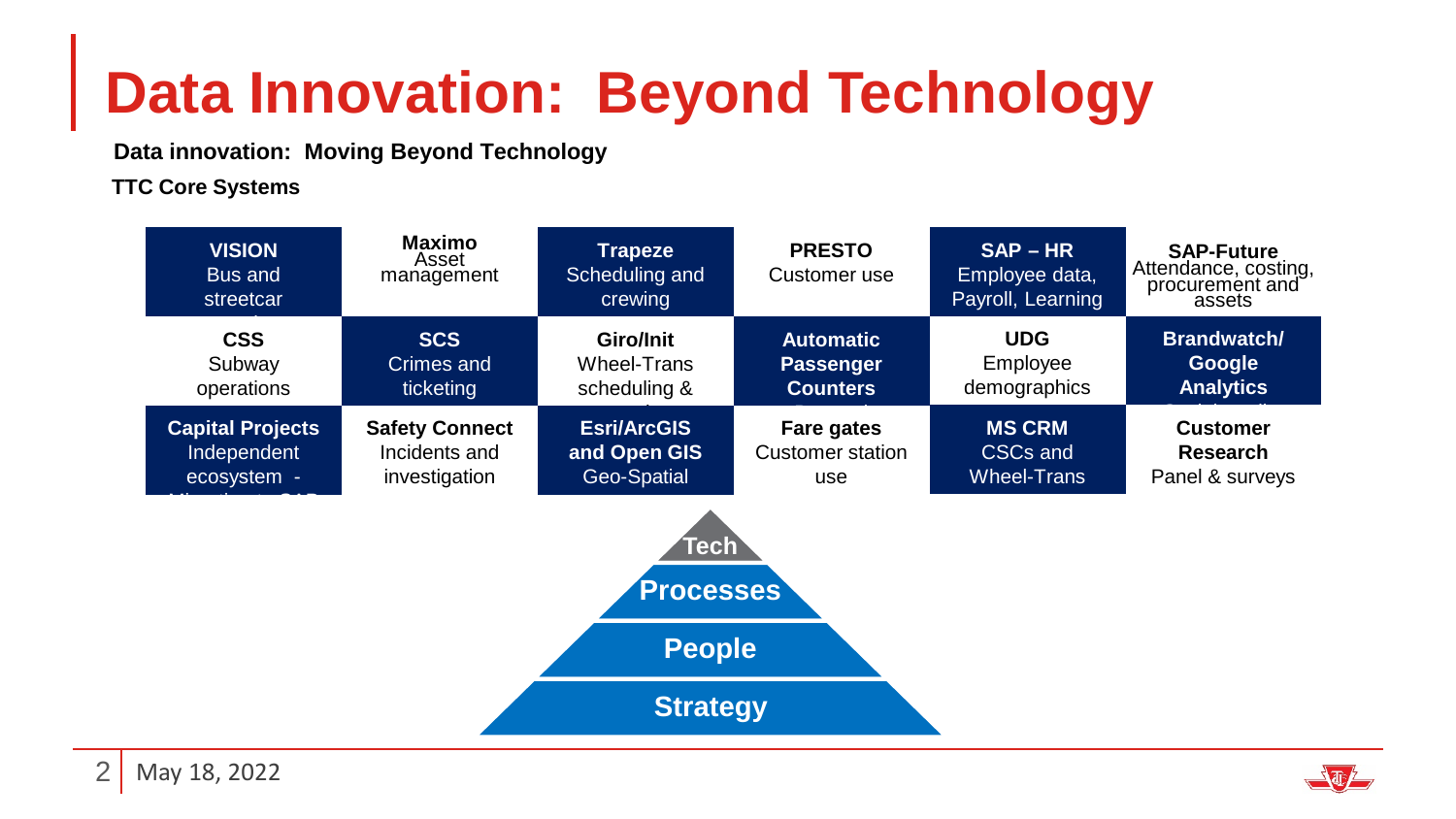# Data Innovation: Beyond Technology

**Data innovation: Moving Beyond Technology**

**TTC Core Systems**

| | | | | | |
|---|---|---|---|---|---|
| **VISION** Bus and streetcar | **Maximo** Asset management | **Trapeze** Scheduling and crewing | **PRESTO** Customer use | **SAP – HR** Employee data, Payroll, Learning | **SAP-Future** Attendance, costing, procurement and assets |
| **CSS** Subway operations | **SCS** Crimes and ticketing | **Giro/Init** Wheel-Trans scheduling & | **Automatic Passenger Counters** | **UDG** Employee demographics | **Brandwatch/ Google Analytics** |
| **Capital Projects** Independent ecosystem - | **Safety Connect** Incidents and investigation | **Esri/ArcGIS and Open GIS** Geo-Spatial | **Fare gates** Customer station use | **MS CRM** CSCs and Wheel-Trans | **Customer Research** Panel & surveys |

- Tech
- Processes
- People
- Strategy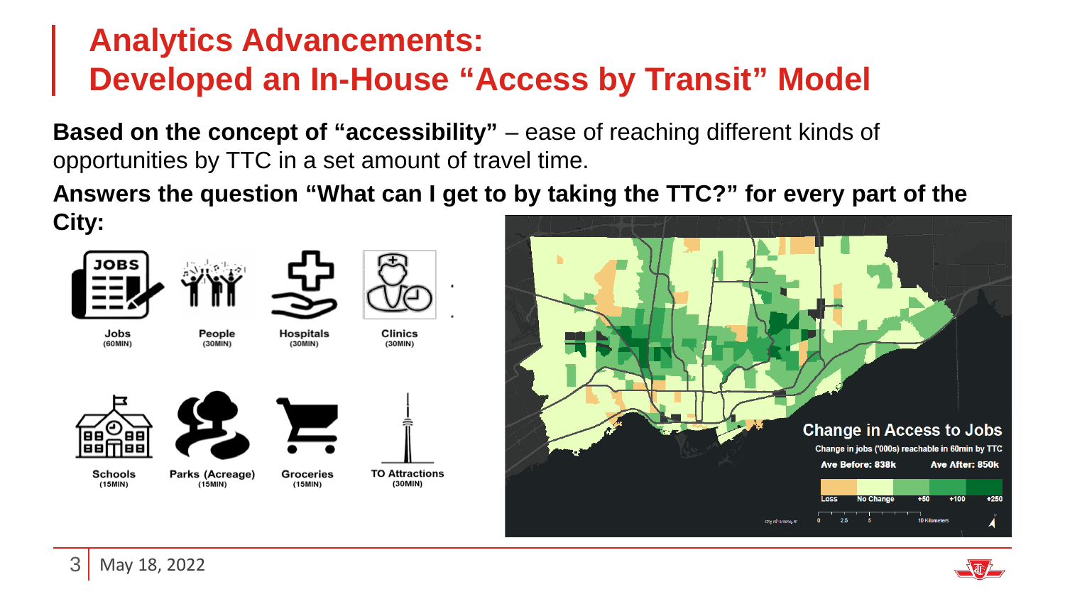# Analytics Advancements: Developed an In-House "Access by Transit" Model

**Based on the concept of "accessibility"** – ease of reaching different kinds of opportunities by TTC in a set amount of travel time.

**Answers the question "What can I get to by taking the TTC?" for every part of the City:**

- Jobs (60MIN)
- People (30MIN)
- Hospitals (30MIN)
- Clinics (30MIN)
- Schools (15MIN)
- Parks (Acreage) (15MIN)
- Groceries (15MIN)
- TO Attractions (30MIN)

**Change in Access to Jobs**

Change in jobs ('000s) reachable in 60min by TTC

Ave Before: 838k — Ave After: 850k

Loss | No Change | +50 | +100 | +250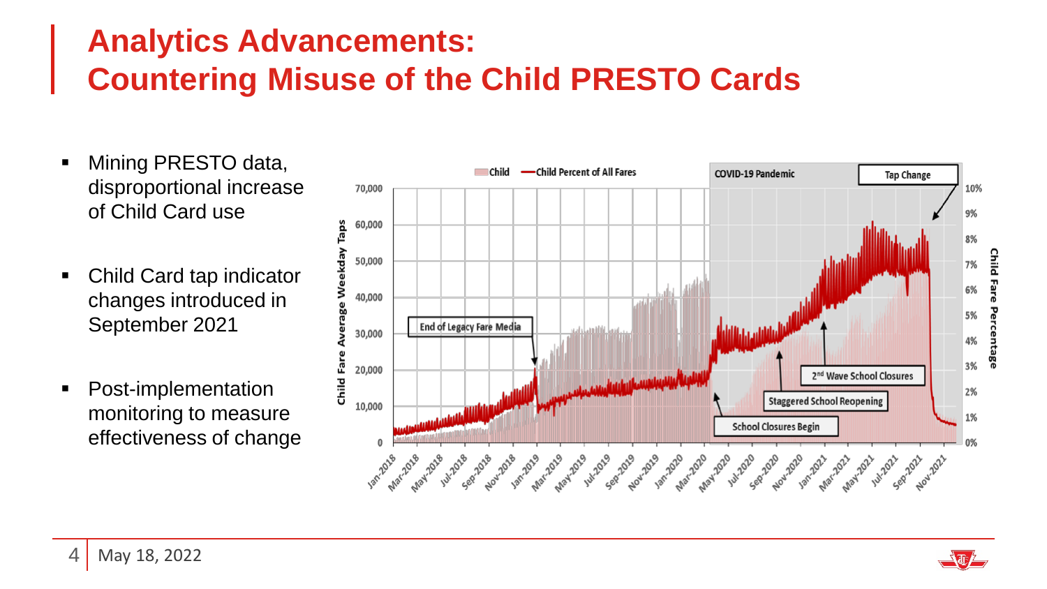# Analytics Advancements: Countering Misuse of the Child PRESTO Cards

- Mining PRESTO data, disproportional increase of Child Card use
- Child Card tap indicator changes introduced in September 2021
- Post-implementation monitoring to measure effectiveness of change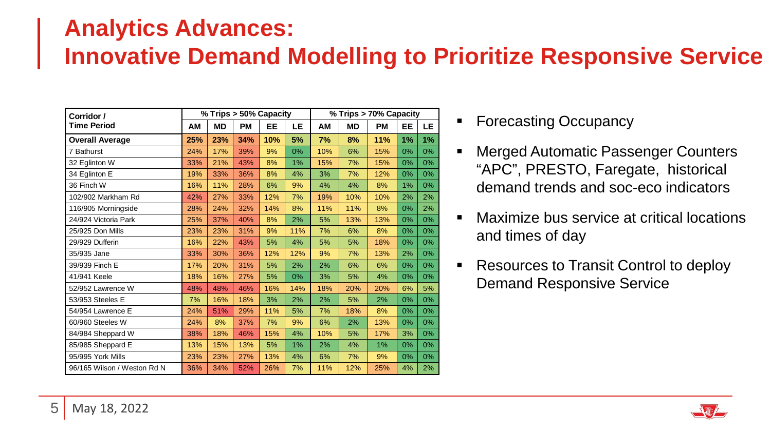# Analytics Advances: Innovative Demand Modelling to Prioritize Responsive Service

| Corridor / Time Period | % Trips > 50% Capacity | | | | | % Trips > 70% Capacity | | | | |
|---|---|---|---|---|---|---|---|---|---|---|
| | AM | MD | PM | EE | LE | AM | MD | PM | EE | LE |
| **Overall Average** | **25%** | **23%** | **34%** | **10%** | **5%** | **7%** | **8%** | **11%** | **1%** | **1%** |
| 7 Bathurst | 24% | 17% | 39% | 9% | 0% | 10% | 6% | 15% | 0% | 0% |
| 32 Eglinton W | 33% | 21% | 43% | 8% | 1% | 15% | 7% | 15% | 0% | 0% |
| 34 Eglinton E | 19% | 33% | 36% | 8% | 4% | 3% | 7% | 12% | 0% | 0% |
| 36 Finch W | 16% | 11% | 28% | 6% | 9% | 4% | 4% | 8% | 1% | 0% |
| 102/902 Markham Rd | 42% | 27% | 33% | 12% | 7% | 19% | 10% | 10% | 2% | 2% |
| 116/905 Morningside | 28% | 24% | 32% | 14% | 8% | 11% | 11% | 8% | 0% | 2% |
| 24/924 Victoria Park | 25% | 37% | 40% | 8% | 2% | 5% | 13% | 13% | 0% | 0% |
| 25/925 Don Mills | 23% | 23% | 31% | 9% | 11% | 7% | 6% | 8% | 0% | 0% |
| 29/929 Dufferin | 16% | 22% | 43% | 5% | 4% | 5% | 5% | 18% | 0% | 0% |
| 35/935 Jane | 33% | 30% | 36% | 12% | 12% | 9% | 7% | 13% | 2% | 0% |
| 39/939 Finch E | 17% | 20% | 31% | 5% | 2% | 2% | 6% | 6% | 0% | 0% |
| 41/941 Keele | 18% | 16% | 27% | 5% | 0% | 3% | 5% | 4% | 0% | 0% |
| 52/952 Lawrence W | 48% | 48% | 46% | 16% | 14% | 18% | 20% | 20% | 6% | 5% |
| 53/953 Steeles E | 7% | 16% | 18% | 3% | 2% | 2% | 5% | 2% | 0% | 0% |
| 54/954 Lawrence E | 24% | 51% | 29% | 11% | 5% | 7% | 18% | 8% | 0% | 0% |
| 60/960 Steeles W | 24% | 8% | 37% | 7% | 9% | 6% | 2% | 13% | 0% | 0% |
| 84/984 Sheppard W | 38% | 18% | 46% | 15% | 4% | 10% | 5% | 17% | 3% | 0% |
| 85/985 Sheppard E | 13% | 15% | 13% | 5% | 1% | 2% | 4% | 1% | 0% | 0% |
| 95/995 York Mills | 23% | 23% | 27% | 13% | 4% | 6% | 7% | 9% | 0% | 0% |
| 96/165 Wilson / Weston Rd N | 36% | 34% | 52% | 26% | 7% | 11% | 12% | 25% | 4% | 2% |

- Forecasting Occupancy
- Merged Automatic Passenger Counters "APC", PRESTO, Faregate, historical demand trends and soc-eco indicators
- Maximize bus service at critical locations and times of day
- Resources to Transit Control to deploy Demand Responsive Service

May 18, 2022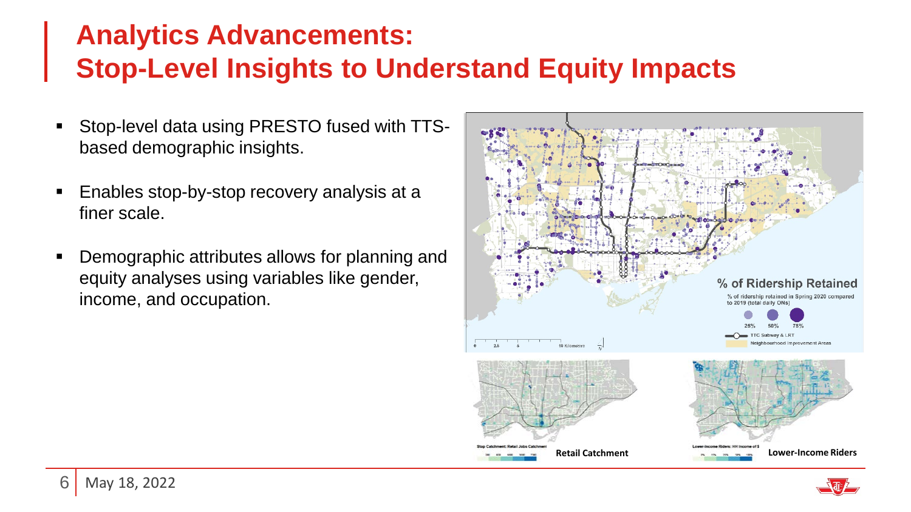# Analytics Advancements: Stop-Level Insights to Understand Equity Impacts

- Stop-level data using PRESTO fused with TTS-based demographic insights.
- Enables stop-by-stop recovery analysis at a finer scale.
- Demographic attributes allows for planning and equity analyses using variables like gender, income, and occupation.

**% of Ridership Retained**

% of ridership retained in Spring 2020 compared to 2019 (total daily ONs)

25% 50% 75%

TTC Subway & LRT

Neighbourhood Improvement Areas

**Retail Catchment**

**Lower-Income Riders**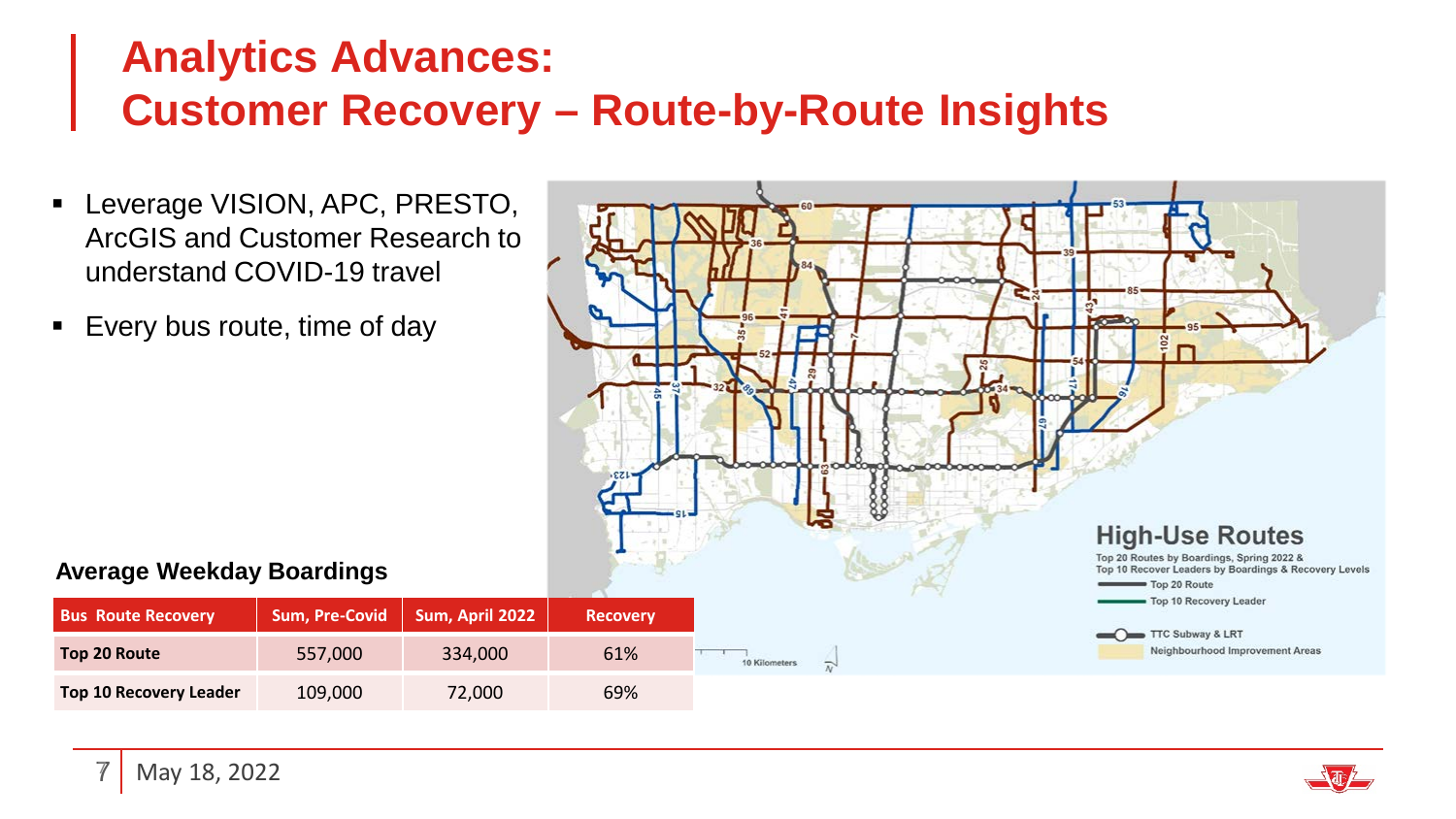# Analytics Advances:
# Customer Recovery – Route-by-Route Insights

- Leverage VISION, APC, PRESTO, ArcGIS and Customer Research to understand COVID-19 travel
- Every bus route, time of day

### Average Weekday Boardings

| Bus Route Recovery | Sum, Pre-Covid | Sum, April 2022 | Recovery |
|---|---|---|---|
| **Top 20 Route** | 557,000 | 334,000 | 61% |
| **Top 10 Recovery Leader** | 109,000 | 72,000 | 69% |

**High-Use Routes**

Top 20 Routes by Boardings, Spring 2022 &
Top 10 Recover Leaders by Boardings & Recovery Levels

- Top 20 Route
- Top 10 Recovery Leader
- TTC Subway & LRT
- Neighbourhood Improvement Areas

10 Kilometers

May 18, 2022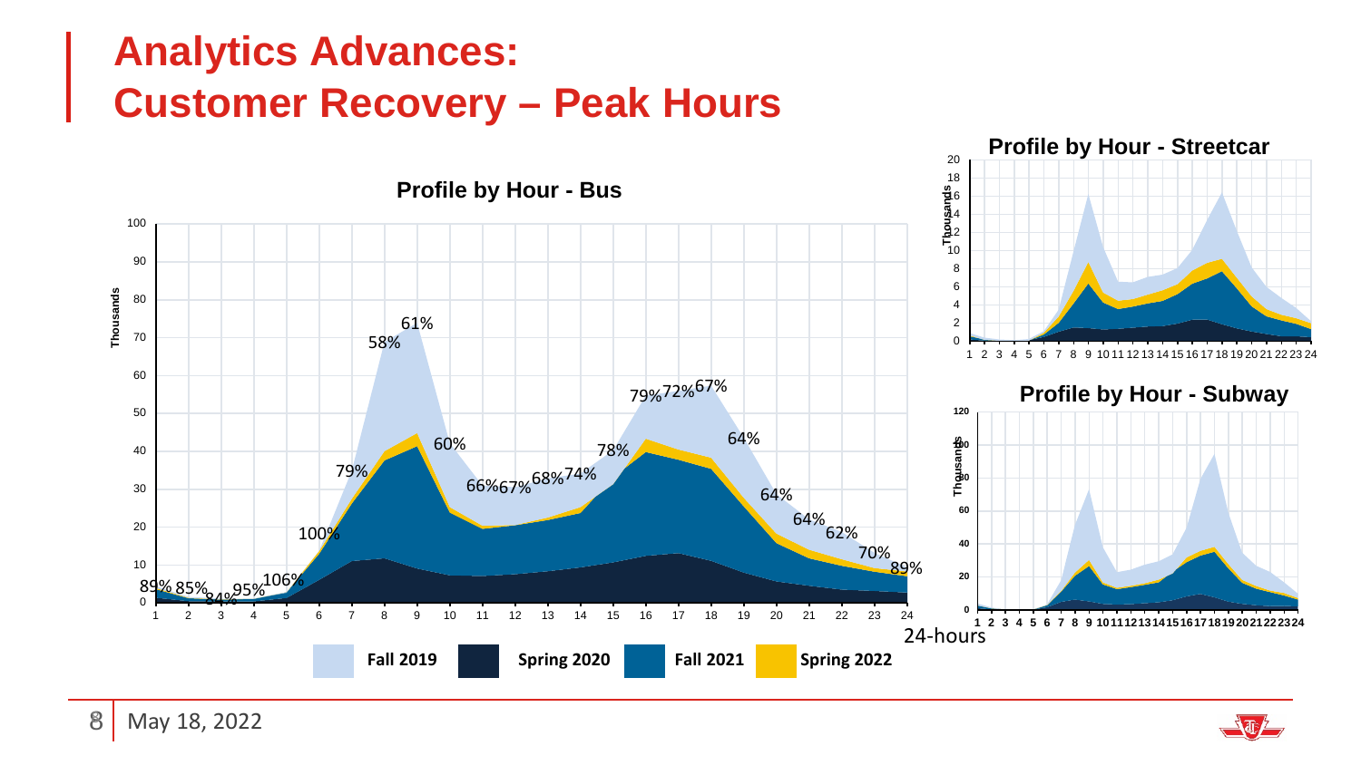# Analytics Advances:
# Customer Recovery – Peak Hours

**Profile by Hour - Bus**

Thousands

89% 85% 84% 95% 106% 100% 79% 58% 61% 60% 66% 67% 68% 74% 78% 79% 72% 67% 64% 64% 64% 62% 70% 89%

**Profile by Hour - Streetcar**

**Profile by Hour - Subway**

24-hours

Fall 2019 | Spring 2020 | Fall 2021 | Spring 2022

May 18, 2022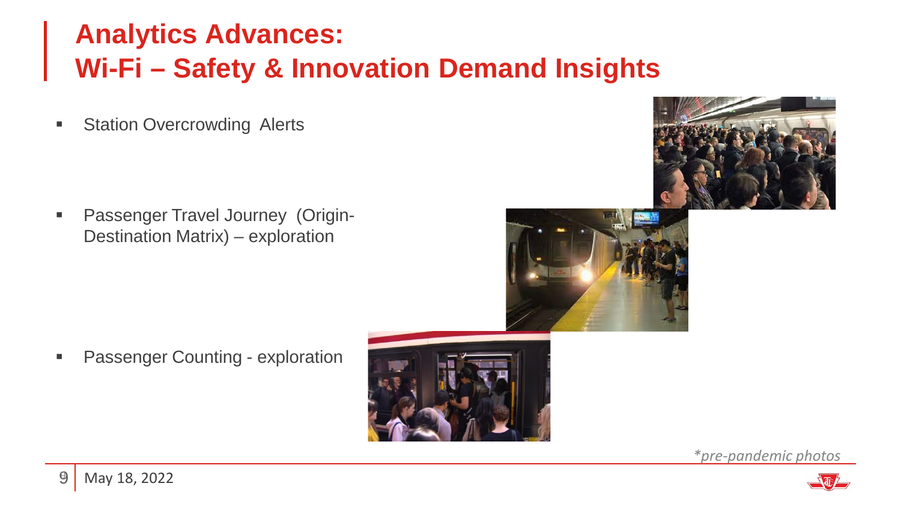# Analytics Advances:
# Wi-Fi – Safety & Innovation Demand Insights

- Station Overcrowding Alerts

- Passenger Travel Journey (Origin-Destination Matrix) – exploration

- Passenger Counting - exploration

*\*pre-pandemic photos*

May 18, 2022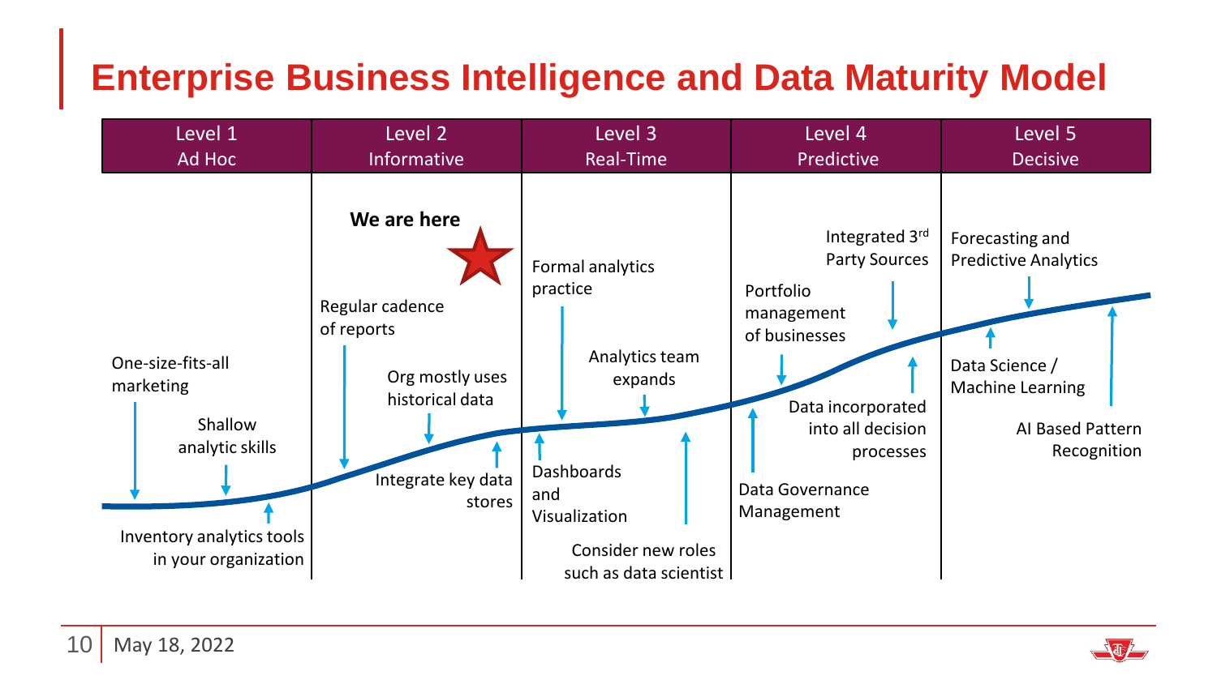# Enterprise Business Intelligence and Data Maturity Model

| Level 1<br>Ad Hoc | Level 2<br>Informative | Level 3<br>Real-Time | Level 4<br>Predictive | Level 5<br>Decisive |
|---|---|---|---|---|
| One-size-fits-all marketing<br>Shallow analytic skills<br>Inventory analytics tools in your organization | **We are here**<br>Regular cadence of reports<br>Org mostly uses historical data<br>Integrate key data stores | Formal analytics practice<br>Analytics team expands<br>Dashboards and Visualization<br>Consider new roles such as data scientist | Integrated 3rd Party Sources<br>Portfolio management of businesses<br>Data incorporated into all decision processes<br>Data Governance Management | Forecasting and Predictive Analytics<br>Data Science / Machine Learning<br>AI Based Pattern Recognition |

May 18, 2022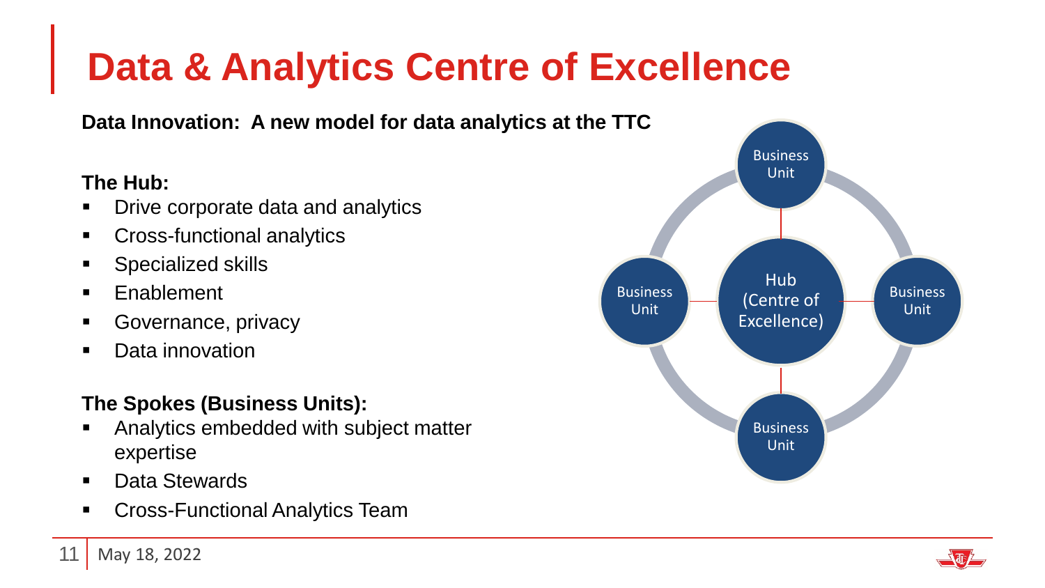# Data & Analytics Centre of Excellence

**Data Innovation: A new model for data analytics at the TTC**

**The Hub:**

- Drive corporate data and analytics
- Cross-functional analytics
- Specialized skills
- Enablement
- Governance, privacy
- Data innovation

**The Spokes (Business Units):**

- Analytics embedded with subject matter expertise
- Data Stewards
- Cross-Functional Analytics Team

Business Unit

Business Unit

Hub (Centre of Excellence)

Business Unit

Business Unit

May 18, 2022